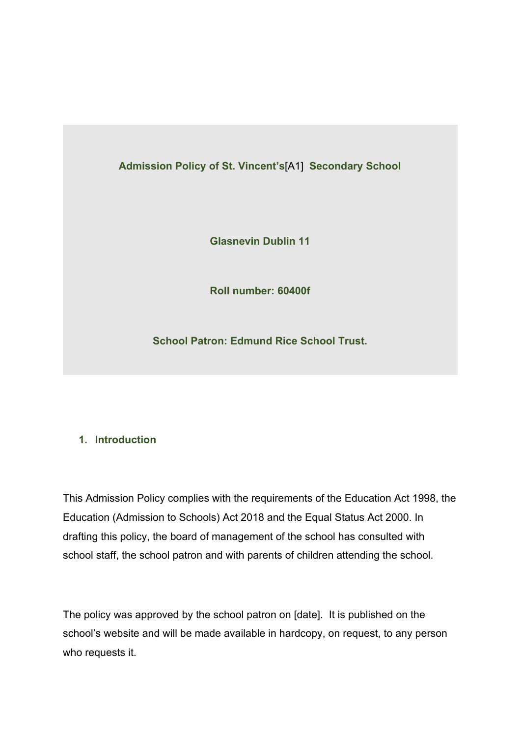**Admission Policy of St. Vincent's**[A1] **Secondary School**

**Glasnevin Dublin 11**

**Roll number: 60400f**

**School Patron: Edmund Rice School Trust.**

## 1. Introduction

This Admission Policy complies with the requirements of the Education Act 1998, the Education (Admission to Schools) Act 2018 and the Equal Status Act 2000. In drafting this policy, the board of management of the school has consulted with school staff, the school patron and with parents of children attending the school.

The policy was approved by the school patron on [date]. It is published on the school's website and will be made available in hardcopy, on request, to any person who requests it.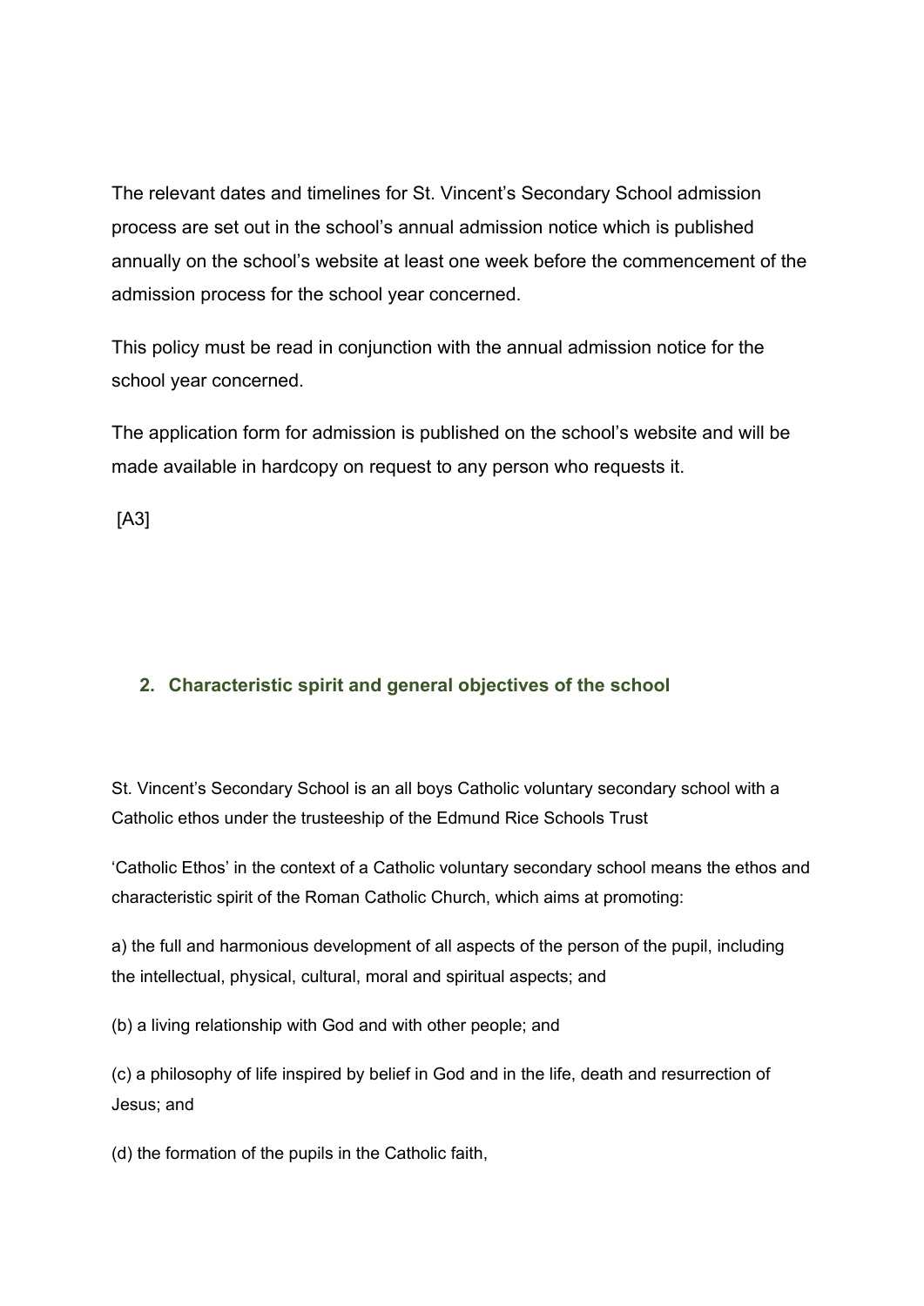The relevant dates and timelines for St. Vincent's Secondary School admission process are set out in the school's annual admission notice which is published annually on the school's website at least one week before the commencement of the admission process for the school year concerned.

This policy must be read in conjunction with the annual admission notice for the school year concerned.

The application form for admission is published on the school's website and will be made available in hardcopy on request to any person who requests it.

[A3]

## 2. Characteristic spirit and general objectives of the school

St. Vincent's Secondary School is an all boys Catholic voluntary secondary school with a Catholic ethos under the trusteeship of the Edmund Rice Schools Trust

'Catholic Ethos' in the context of a Catholic voluntary secondary school means the ethos and characteristic spirit of the Roman Catholic Church, which aims at promoting:

a) the full and harmonious development of all aspects of the person of the pupil, including the intellectual, physical, cultural, moral and spiritual aspects; and

(b) a living relationship with God and with other people; and

(c) a philosophy of life inspired by belief in God and in the life, death and resurrection of Jesus; and

(d) the formation of the pupils in the Catholic faith,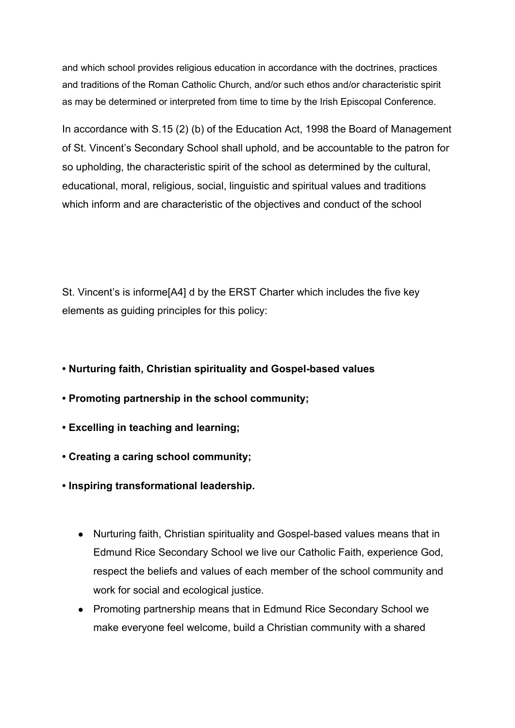and which school provides religious education in accordance with the doctrines, practices and traditions of the Roman Catholic Church, and/or such ethos and/or characteristic spirit as may be determined or interpreted from time to time by the Irish Episcopal Conference.

In accordance with S.15 (2) (b) of the Education Act, 1998 the Board of Management of St. Vincent's Secondary School shall uphold, and be accountable to the patron for so upholding, the characteristic spirit of the school as determined by the cultural, educational, moral, religious, social, linguistic and spiritual values and traditions which inform and are characteristic of the objectives and conduct of the school

St. Vincent's is informe[A4] d by the ERST Charter which includes the five key elements as guiding principles for this policy:

**• Nurturing faith, Christian spirituality and Gospel-based values**

**• Promoting partnership in the school community;**

**• Excelling in teaching and learning;**

**• Creating a caring school community;**

**• Inspiring transformational leadership.**

- Nurturing faith, Christian spirituality and Gospel-based values means that in Edmund Rice Secondary School we live our Catholic Faith, experience God, respect the beliefs and values of each member of the school community and work for social and ecological justice.
- Promoting partnership means that in Edmund Rice Secondary School we make everyone feel welcome, build a Christian community with a shared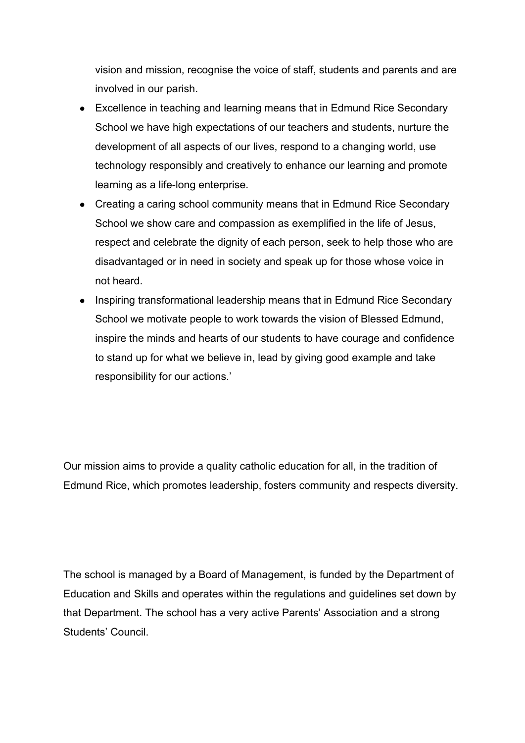vision and mission, recognise the voice of staff, students and parents and are involved in our parish.

- Excellence in teaching and learning means that in Edmund Rice Secondary School we have high expectations of our teachers and students, nurture the development of all aspects of our lives, respond to a changing world, use technology responsibly and creatively to enhance our learning and promote learning as a life-long enterprise.
- Creating a caring school community means that in Edmund Rice Secondary School we show care and compassion as exemplified in the life of Jesus, respect and celebrate the dignity of each person, seek to help those who are disadvantaged or in need in society and speak up for those whose voice in not heard.
- Inspiring transformational leadership means that in Edmund Rice Secondary School we motivate people to work towards the vision of Blessed Edmund, inspire the minds and hearts of our students to have courage and confidence to stand up for what we believe in, lead by giving good example and take responsibility for our actions.'

Our mission aims to provide a quality catholic education for all, in the tradition of Edmund Rice, which promotes leadership, fosters community and respects diversity.

The school is managed by a Board of Management, is funded by the Department of Education and Skills and operates within the regulations and guidelines set down by that Department. The school has a very active Parents' Association and a strong Students' Council.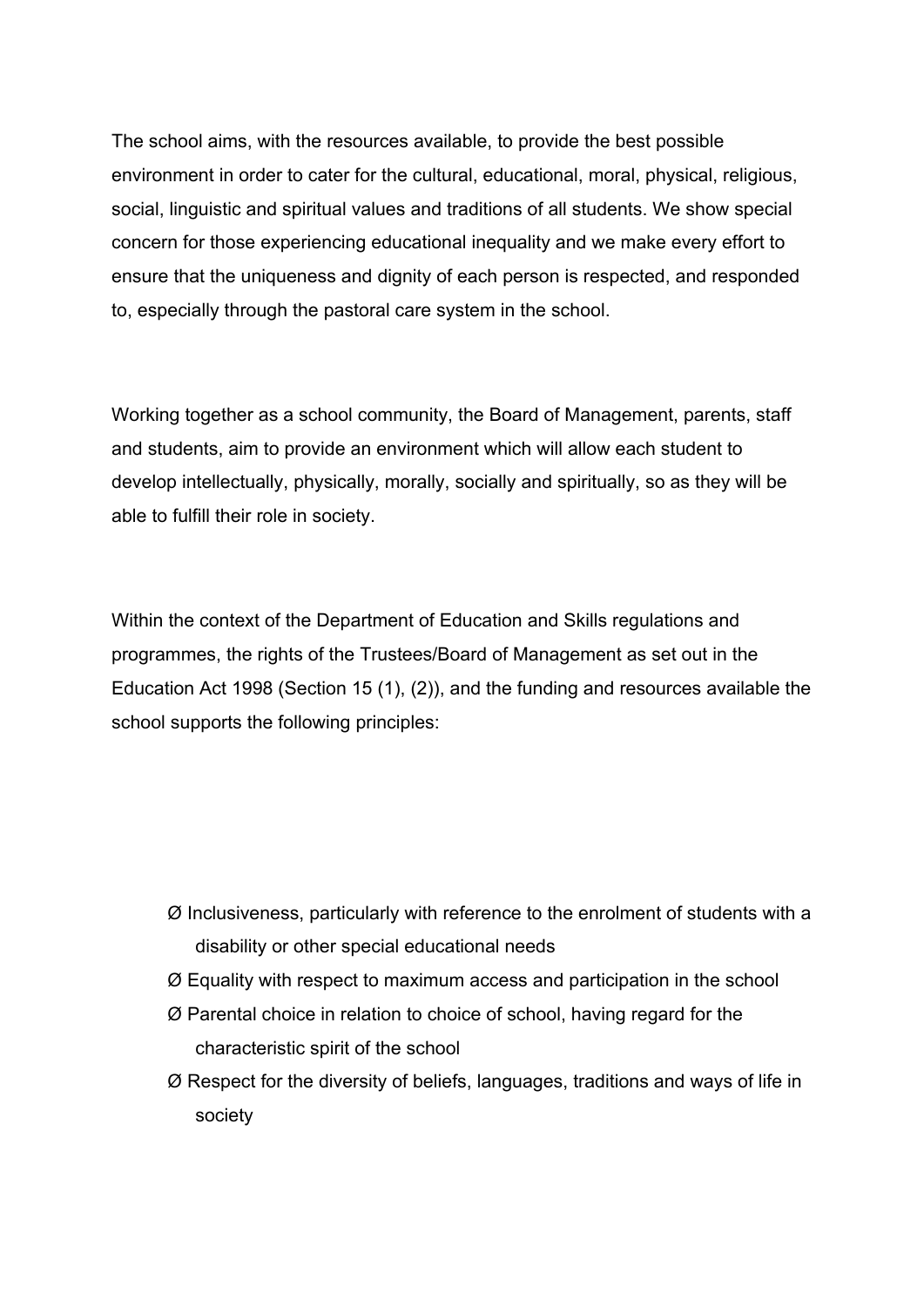The school aims, with the resources available, to provide the best possible environment in order to cater for the cultural, educational, moral, physical, religious, social, linguistic and spiritual values and traditions of all students. We show special concern for those experiencing educational inequality and we make every effort to ensure that the uniqueness and dignity of each person is respected, and responded to, especially through the pastoral care system in the school.

Working together as a school community, the Board of Management, parents, staff and students, aim to provide an environment which will allow each student to develop intellectually, physically, morally, socially and spiritually, so as they will be able to fulfill their role in society.

Within the context of the Department of Education and Skills regulations and programmes, the rights of the Trustees/Board of Management as set out in the Education Act 1998 (Section 15 (1), (2)), and the funding and resources available the school supports the following principles:

- Ø Inclusiveness, particularly with reference to the enrolment of students with a disability or other special educational needs
- Ø Equality with respect to maximum access and participation in the school
- Ø Parental choice in relation to choice of school, having regard for the characteristic spirit of the school
- Ø Respect for the diversity of beliefs, languages, traditions and ways of life in society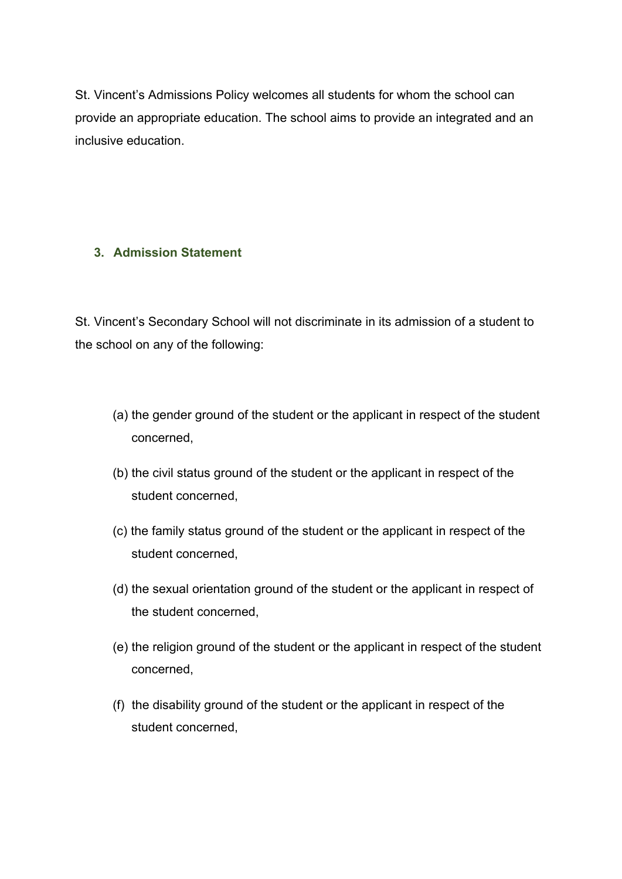St. Vincent's Admissions Policy welcomes all students for whom the school can provide an appropriate education. The school aims to provide an integrated and an inclusive education.

## 3. Admission Statement

St. Vincent's Secondary School will not discriminate in its admission of a student to the school on any of the following:

(a) the gender ground of the student or the applicant in respect of the student concerned,

(b) the civil status ground of the student or the applicant in respect of the student concerned,

(c) the family status ground of the student or the applicant in respect of the student concerned,

(d) the sexual orientation ground of the student or the applicant in respect of the student concerned,

(e) the religion ground of the student or the applicant in respect of the student concerned,

(f) the disability ground of the student or the applicant in respect of the student concerned,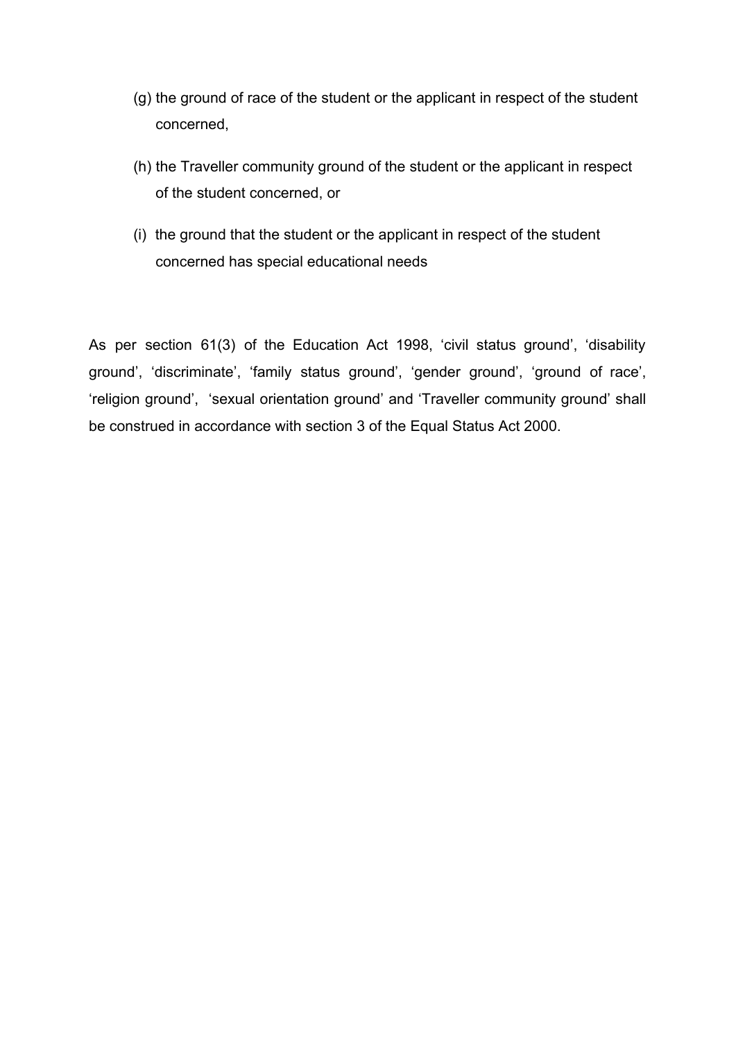(g) the ground of race of the student or the applicant in respect of the student concerned,

(h) the Traveller community ground of the student or the applicant in respect of the student concerned, or

(i) the ground that the student or the applicant in respect of the student concerned has special educational needs

As per section 61(3) of the Education Act 1998, 'civil status ground', 'disability ground', 'discriminate', 'family status ground', 'gender ground', 'ground of race', 'religion ground', 'sexual orientation ground' and 'Traveller community ground' shall be construed in accordance with section 3 of the Equal Status Act 2000.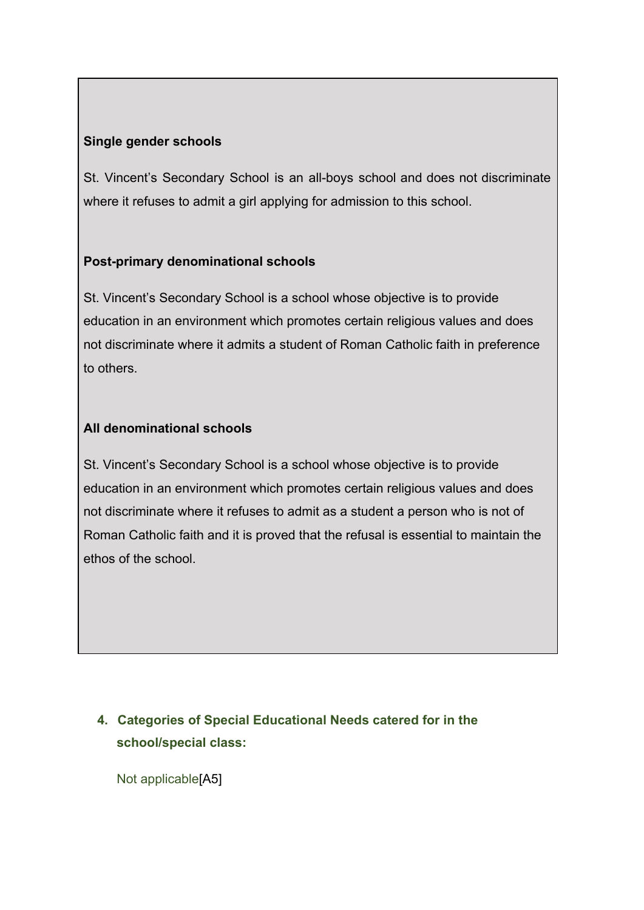**Single gender schools**

St. Vincent’s Secondary School is an all-boys school and does not discriminate where it refuses to admit a girl applying for admission to this school.

**Post-primary denominational schools**

St. Vincent’s Secondary School is a school whose objective is to provide education in an environment which promotes certain religious values and does not discriminate where it admits a student of Roman Catholic faith in preference to others.

**All denominational schools**

St. Vincent’s Secondary School is a school whose objective is to provide education in an environment which promotes certain religious values and does not discriminate where it refuses to admit as a student a person who is not of Roman Catholic faith and it is proved that the refusal is essential to maintain the ethos of the school.

## 4. Categories of Special Educational Needs catered for in the school/special class:

Not applicable[A5]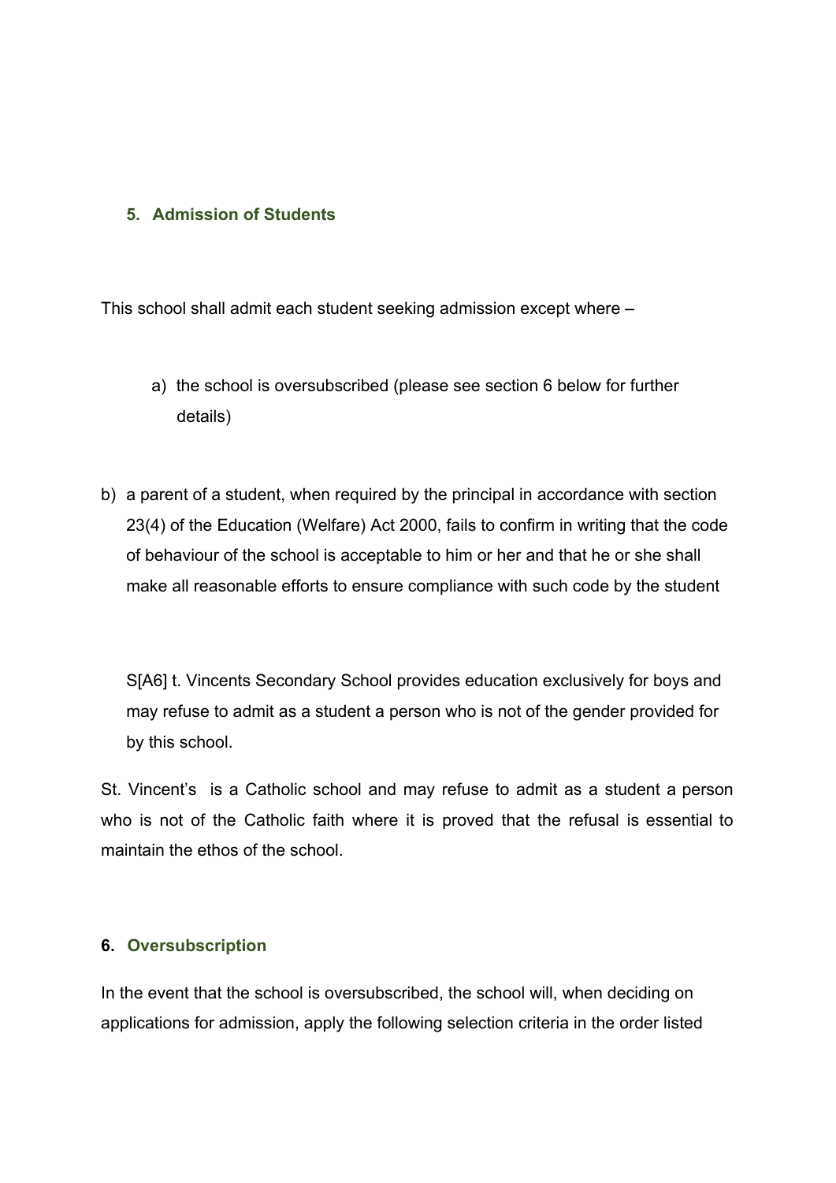## 5. Admission of Students

This school shall admit each student seeking admission except where –

a) the school is oversubscribed (please see section 6 below for further details)

b) a parent of a student, when required by the principal in accordance with section 23(4) of the Education (Welfare) Act 2000, fails to confirm in writing that the code of behaviour of the school is acceptable to him or her and that he or she shall make all reasonable efforts to ensure compliance with such code by the student

S[A6] t. Vincents Secondary School provides education exclusively for boys and may refuse to admit as a student a person who is not of the gender provided for by this school.

St. Vincent's is a Catholic school and may refuse to admit as a student a person who is not of the Catholic faith where it is proved that the refusal is essential to maintain the ethos of the school.

## 6. Oversubscription

In the event that the school is oversubscribed, the school will, when deciding on applications for admission, apply the following selection criteria in the order listed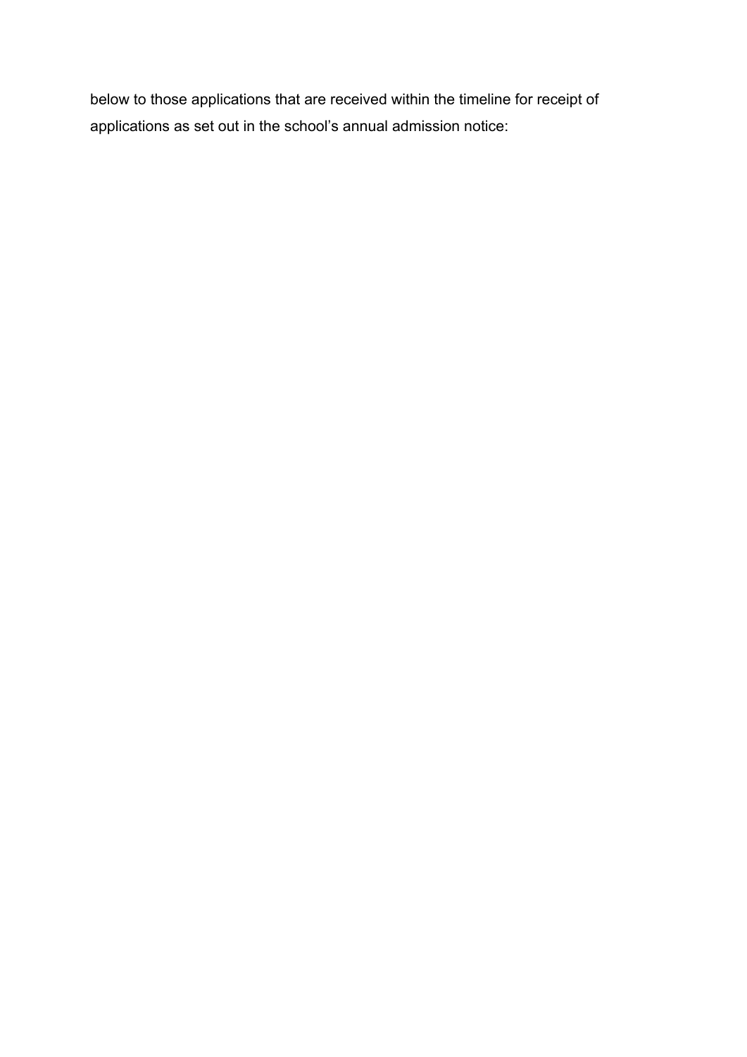below to those applications that are received within the timeline for receipt of applications as set out in the school's annual admission notice: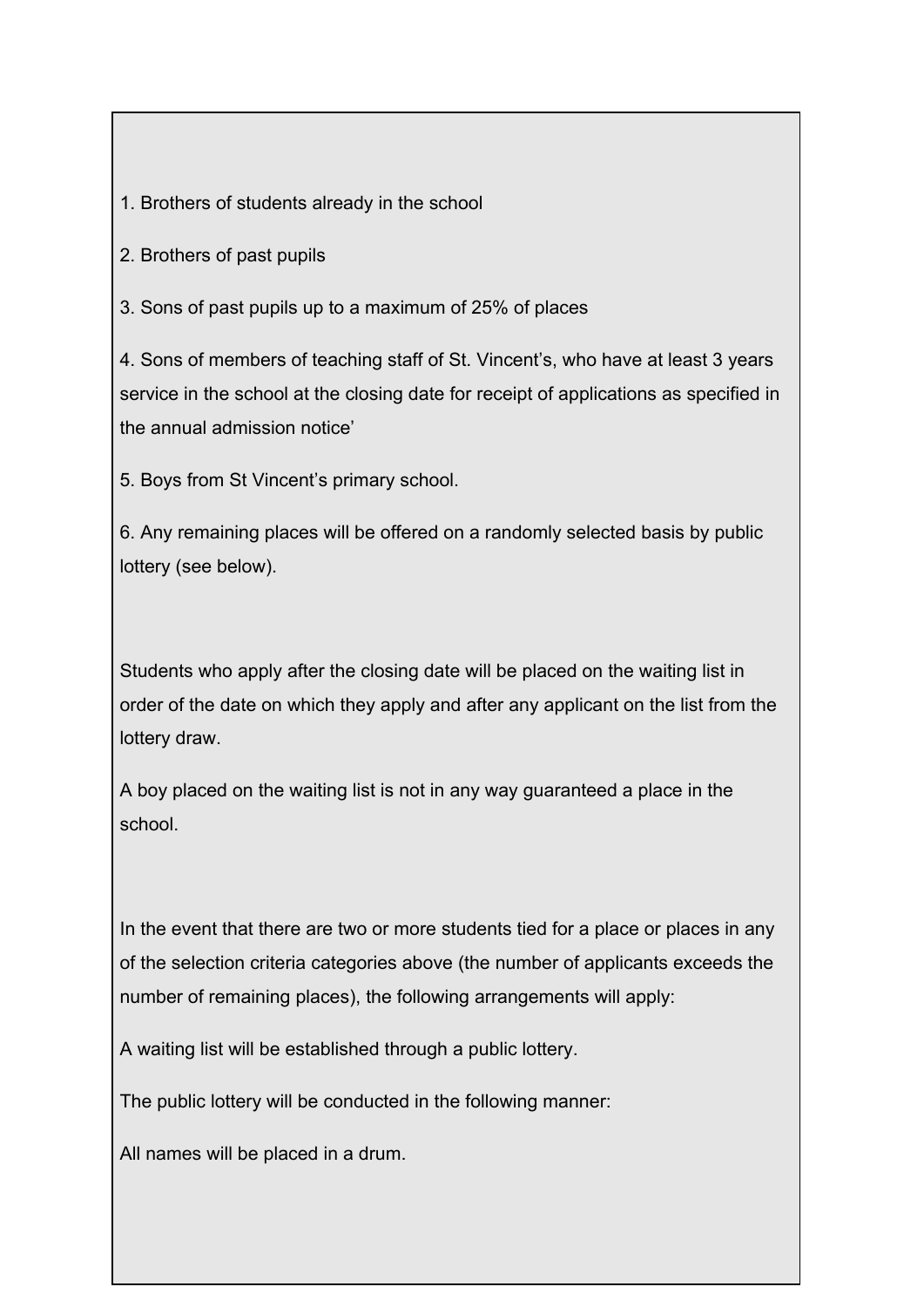1. Brothers of students already in the school

2. Brothers of past pupils

3. Sons of past pupils up to a maximum of 25% of places

4. Sons of members of teaching staff of St. Vincent's, who have at least 3 years service in the school at the closing date for receipt of applications as specified in the annual admission notice'

5. Boys from St Vincent's primary school.

6. Any remaining places will be offered on a randomly selected basis by public lottery (see below).

Students who apply after the closing date will be placed on the waiting list in order of the date on which they apply and after any applicant on the list from the lottery draw.

A boy placed on the waiting list is not in any way guaranteed a place in the school.

In the event that there are two or more students tied for a place or places in any of the selection criteria categories above (the number of applicants exceeds the number of remaining places), the following arrangements will apply:

A waiting list will be established through a public lottery.

The public lottery will be conducted in the following manner:

All names will be placed in a drum.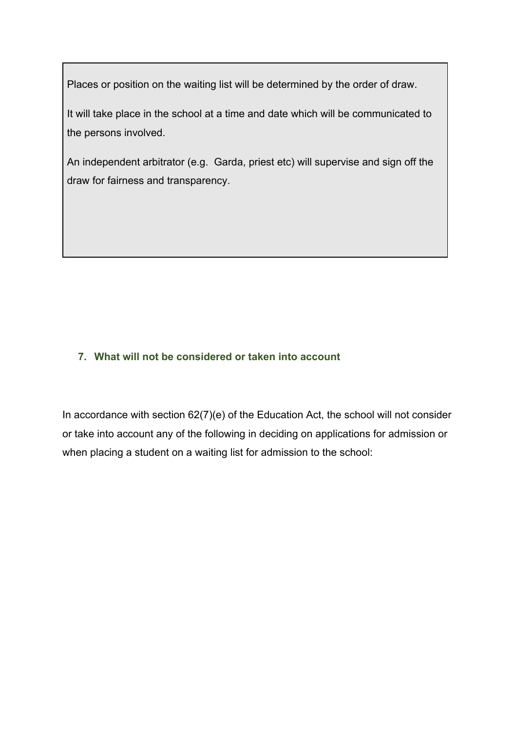Places or position on the waiting list will be determined by the order of draw.

It will take place in the school at a time and date which will be communicated to the persons involved.

An independent arbitrator (e.g. Garda, priest etc) will supervise and sign off the draw for fairness and transparency.

## 7. What will not be considered or taken into account

In accordance with section 62(7)(e) of the Education Act, the school will not consider or take into account any of the following in deciding on applications for admission or when placing a student on a waiting list for admission to the school: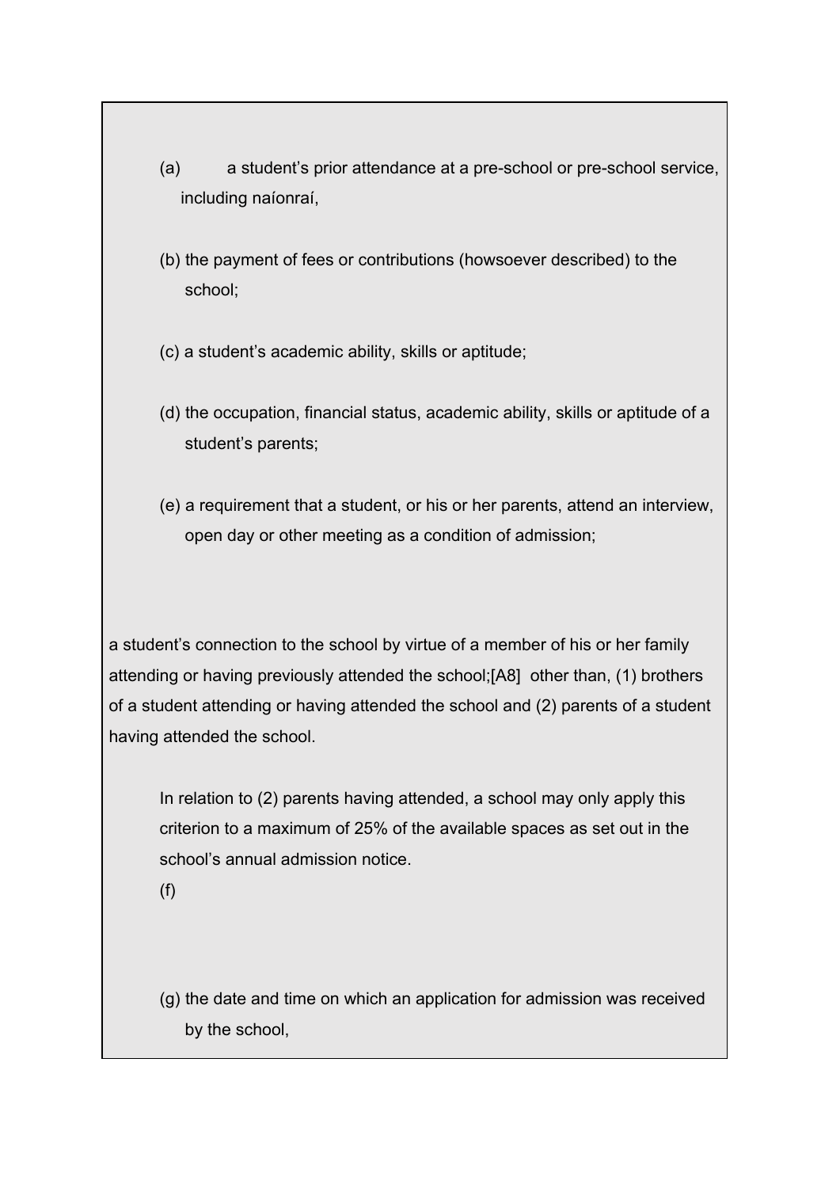(a) a student's prior attendance at a pre-school or pre-school service, including naíonraí,

(b) the payment of fees or contributions (howsoever described) to the school;

(c) a student's academic ability, skills or aptitude;

(d) the occupation, financial status, academic ability, skills or aptitude of a student's parents;

(e) a requirement that a student, or his or her parents, attend an interview, open day or other meeting as a condition of admission;

a student's connection to the school by virtue of a member of his or her family attending or having previously attended the school;[A8] other than, (1) brothers of a student attending or having attended the school and (2) parents of a student having attended the school.

In relation to (2) parents having attended, a school may only apply this criterion to a maximum of 25% of the available spaces as set out in the school's annual admission notice.

(f)

(g) the date and time on which an application for admission was received by the school,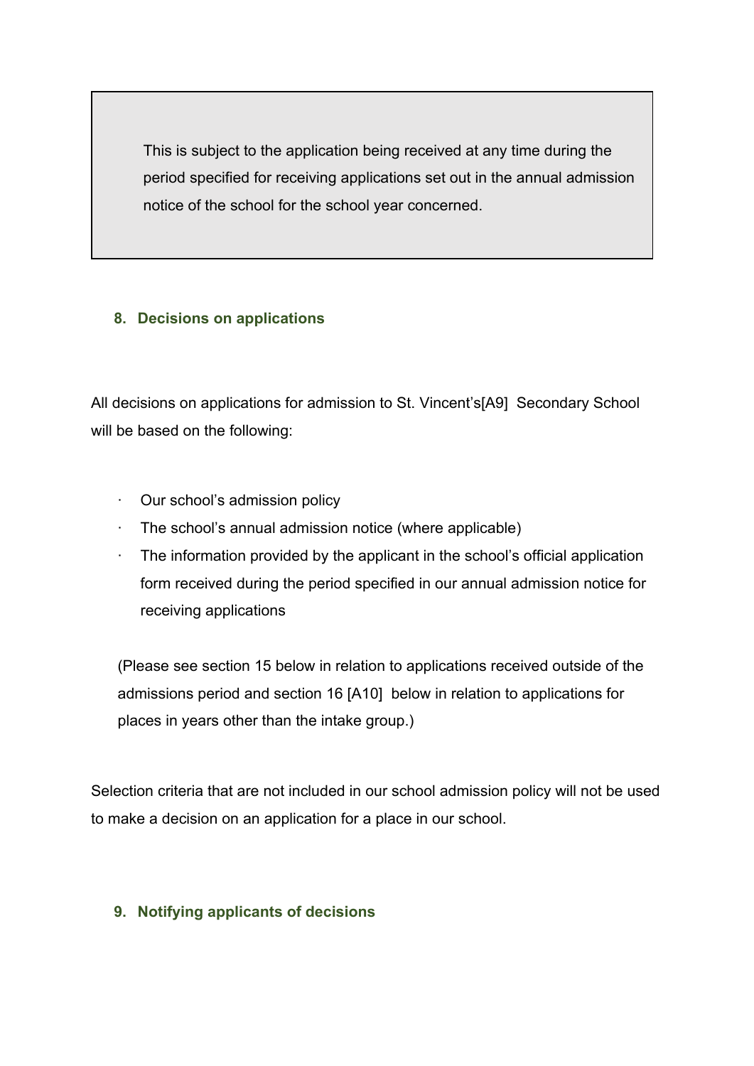> This is subject to the application being received at any time during the period specified for receiving applications set out in the annual admission notice of the school for the school year concerned.

## 8. Decisions on applications

All decisions on applications for admission to St. Vincent's[A9] Secondary School will be based on the following:

- Our school's admission policy
- The school's annual admission notice (where applicable)
- The information provided by the applicant in the school's official application form received during the period specified in our annual admission notice for receiving applications

(Please see section 15 below in relation to applications received outside of the admissions period and section 16 [A10] below in relation to applications for places in years other than the intake group.)

Selection criteria that are not included in our school admission policy will not be used to make a decision on an application for a place in our school.

## 9. Notifying applicants of decisions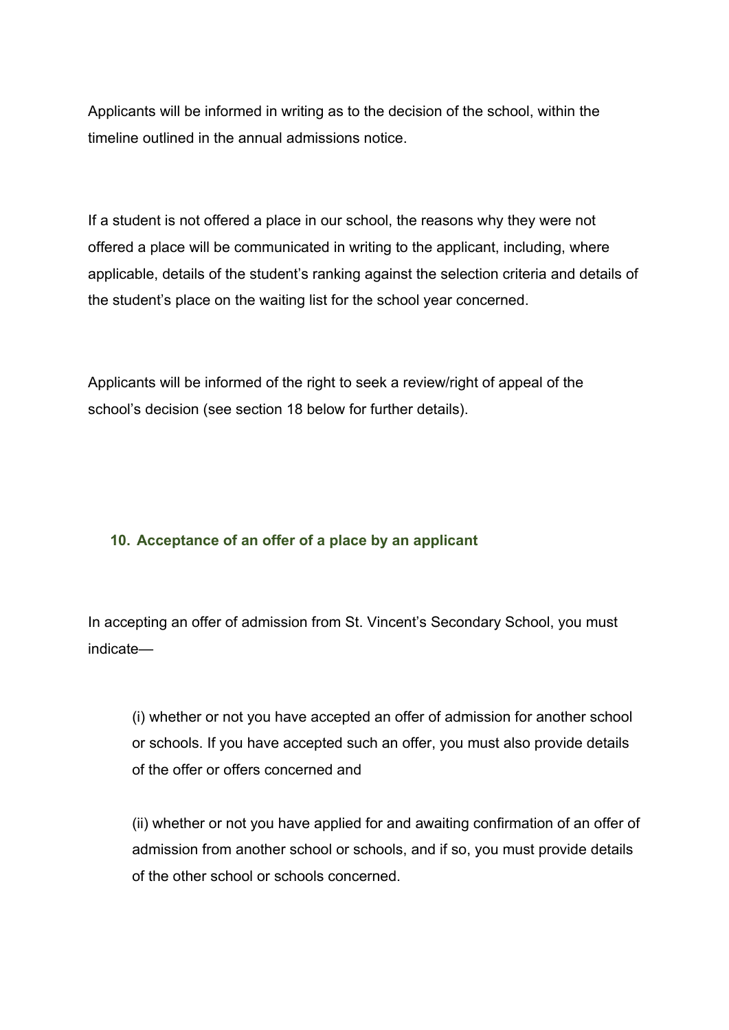Applicants will be informed in writing as to the decision of the school, within the timeline outlined in the annual admissions notice.

If a student is not offered a place in our school, the reasons why they were not offered a place will be communicated in writing to the applicant, including, where applicable, details of the student's ranking against the selection criteria and details of the student's place on the waiting list for the school year concerned.

Applicants will be informed of the right to seek a review/right of appeal of the school's decision (see section 18 below for further details).

## 10. Acceptance of an offer of a place by an applicant

In accepting an offer of admission from St. Vincent's Secondary School, you must indicate—

(i) whether or not you have accepted an offer of admission for another school or schools. If you have accepted such an offer, you must also provide details of the offer or offers concerned and

(ii) whether or not you have applied for and awaiting confirmation of an offer of admission from another school or schools, and if so, you must provide details of the other school or schools concerned.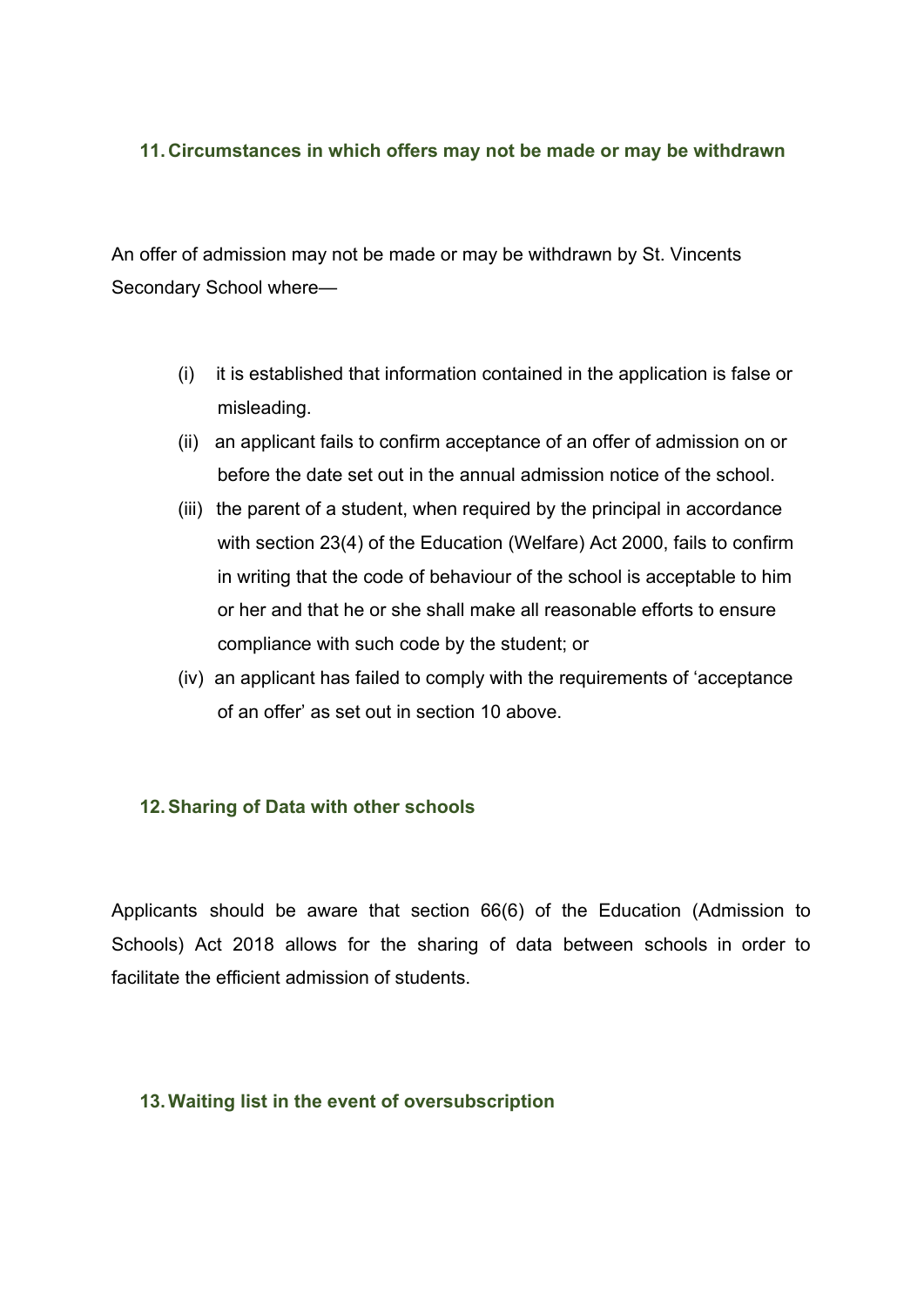## 11. Circumstances in which offers may not be made or may be withdrawn

An offer of admission may not be made or may be withdrawn by St. Vincents Secondary School where—

(i) it is established that information contained in the application is false or misleading.

(ii) an applicant fails to confirm acceptance of an offer of admission on or before the date set out in the annual admission notice of the school.

(iii) the parent of a student, when required by the principal in accordance with section 23(4) of the Education (Welfare) Act 2000, fails to confirm in writing that the code of behaviour of the school is acceptable to him or her and that he or she shall make all reasonable efforts to ensure compliance with such code by the student; or

(iv) an applicant has failed to comply with the requirements of 'acceptance of an offer' as set out in section 10 above.

## 12. Sharing of Data with other schools

Applicants should be aware that section 66(6) of the Education (Admission to Schools) Act 2018 allows for the sharing of data between schools in order to facilitate the efficient admission of students.

## 13. Waiting list in the event of oversubscription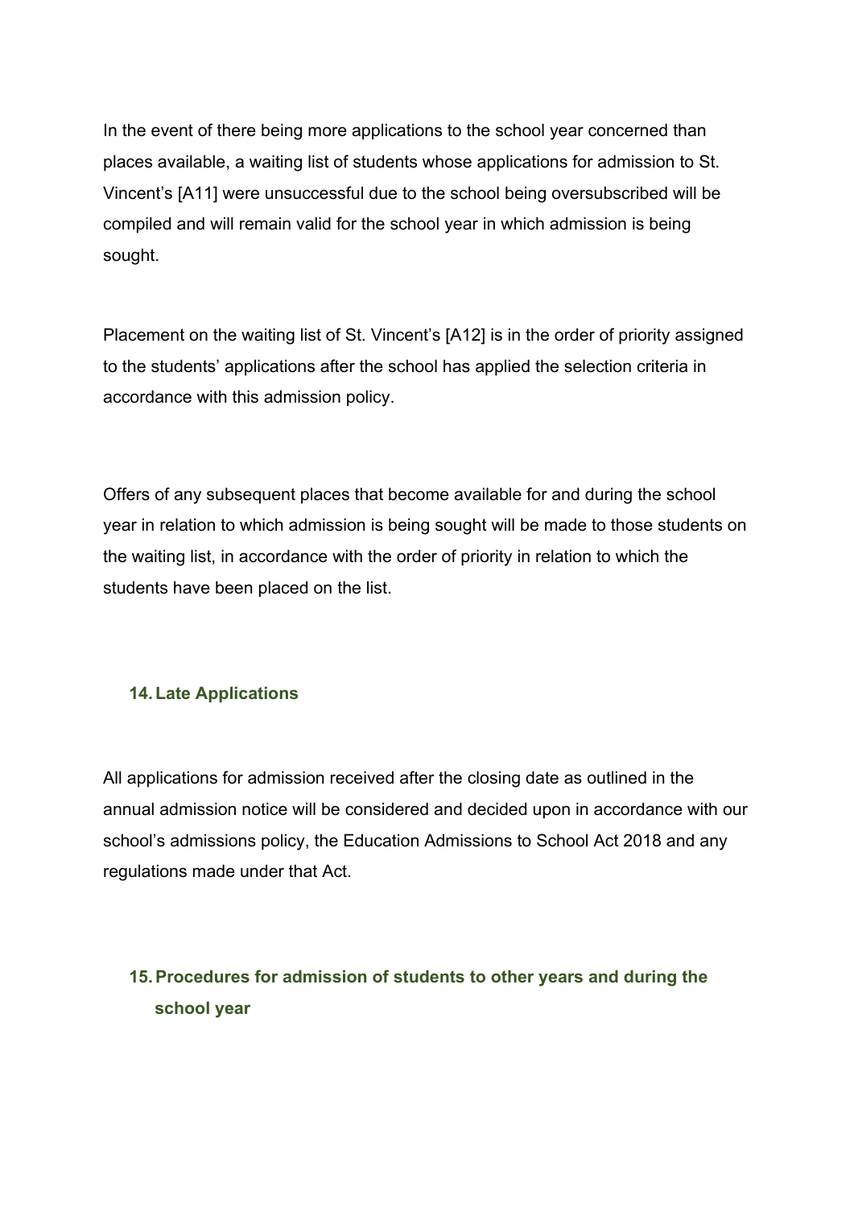In the event of there being more applications to the school year concerned than places available, a waiting list of students whose applications for admission to St. Vincent's [A11] were unsuccessful due to the school being oversubscribed will be compiled and will remain valid for the school year in which admission is being sought.

Placement on the waiting list of St. Vincent's [A12] is in the order of priority assigned to the students' applications after the school has applied the selection criteria in accordance with this admission policy.

Offers of any subsequent places that become available for and during the school year in relation to which admission is being sought will be made to those students on the waiting list, in accordance with the order of priority in relation to which the students have been placed on the list.

## 14. Late Applications

All applications for admission received after the closing date as outlined in the annual admission notice will be considered and decided upon in accordance with our school's admissions policy, the Education Admissions to School Act 2018 and any regulations made under that Act.

## 15. Procedures for admission of students to other years and during the school year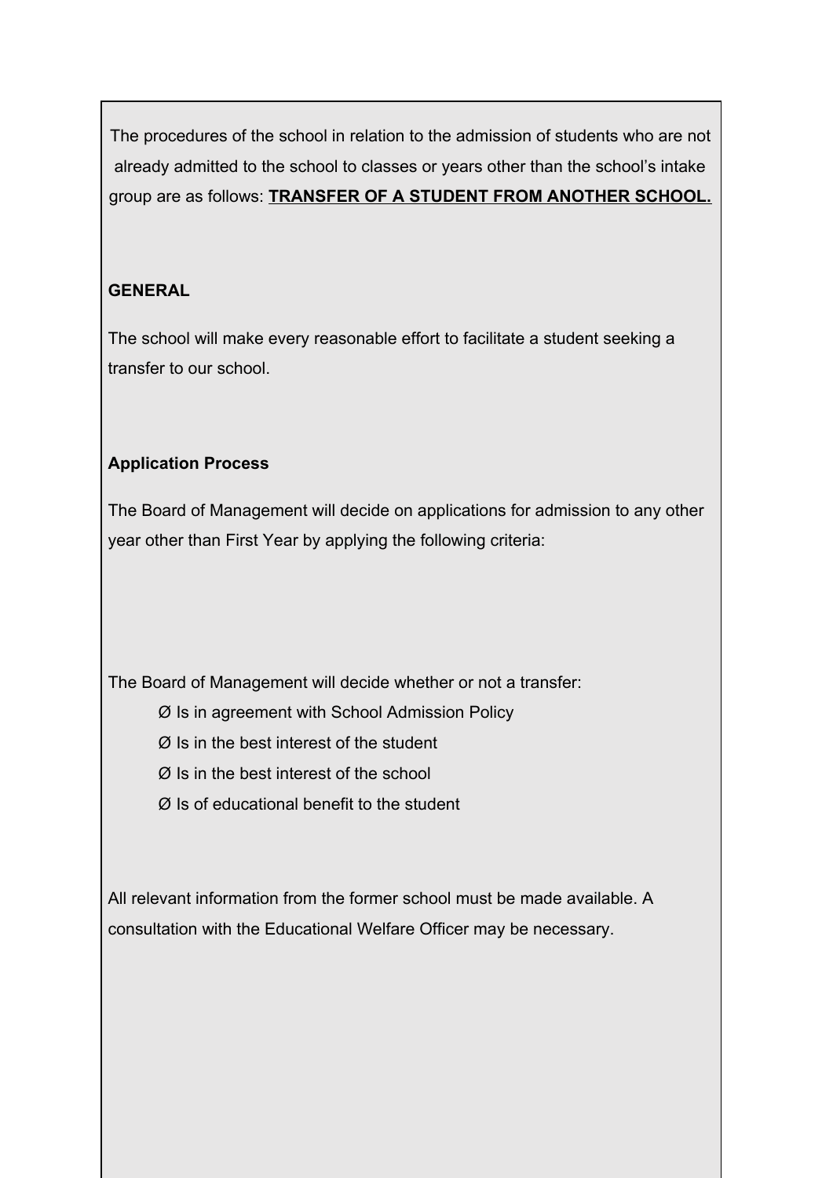The procedures of the school in relation to the admission of students who are not already admitted to the school to classes or years other than the school's intake group are as follows: **TRANSFER OF A STUDENT FROM ANOTHER SCHOOL.**

**GENERAL**

The school will make every reasonable effort to facilitate a student seeking a transfer to our school.

**Application Process**

The Board of Management will decide on applications for admission to any other year other than First Year by applying the following criteria:

The Board of Management will decide whether or not a transfer:

- Is in agreement with School Admission Policy
- Is in the best interest of the student
- Is in the best interest of the school
- Is of educational benefit to the student

All relevant information from the former school must be made available. A consultation with the Educational Welfare Officer may be necessary.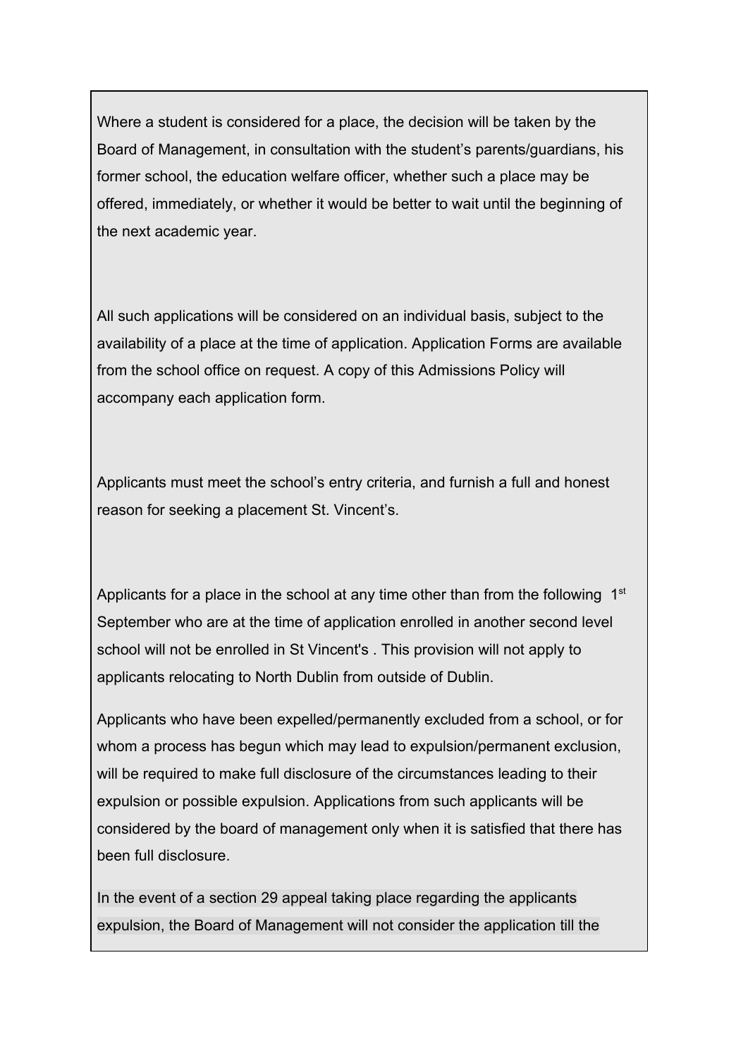Where a student is considered for a place, the decision will be taken by the Board of Management, in consultation with the student's parents/guardians, his former school, the education welfare officer, whether such a place may be offered, immediately, or whether it would be better to wait until the beginning of the next academic year.

All such applications will be considered on an individual basis, subject to the availability of a place at the time of application. Application Forms are available from the school office on request. A copy of this Admissions Policy will accompany each application form.

Applicants must meet the school's entry criteria, and furnish a full and honest reason for seeking a placement St. Vincent's.

Applicants for a place in the school at any time other than from the following 1st September who are at the time of application enrolled in another second level school will not be enrolled in St Vincent's . This provision will not apply to applicants relocating to North Dublin from outside of Dublin.

Applicants who have been expelled/permanently excluded from a school, or for whom a process has begun which may lead to expulsion/permanent exclusion, will be required to make full disclosure of the circumstances leading to their expulsion or possible expulsion. Applications from such applicants will be considered by the board of management only when it is satisfied that there has been full disclosure.

In the event of a section 29 appeal taking place regarding the applicants expulsion, the Board of Management will not consider the application till the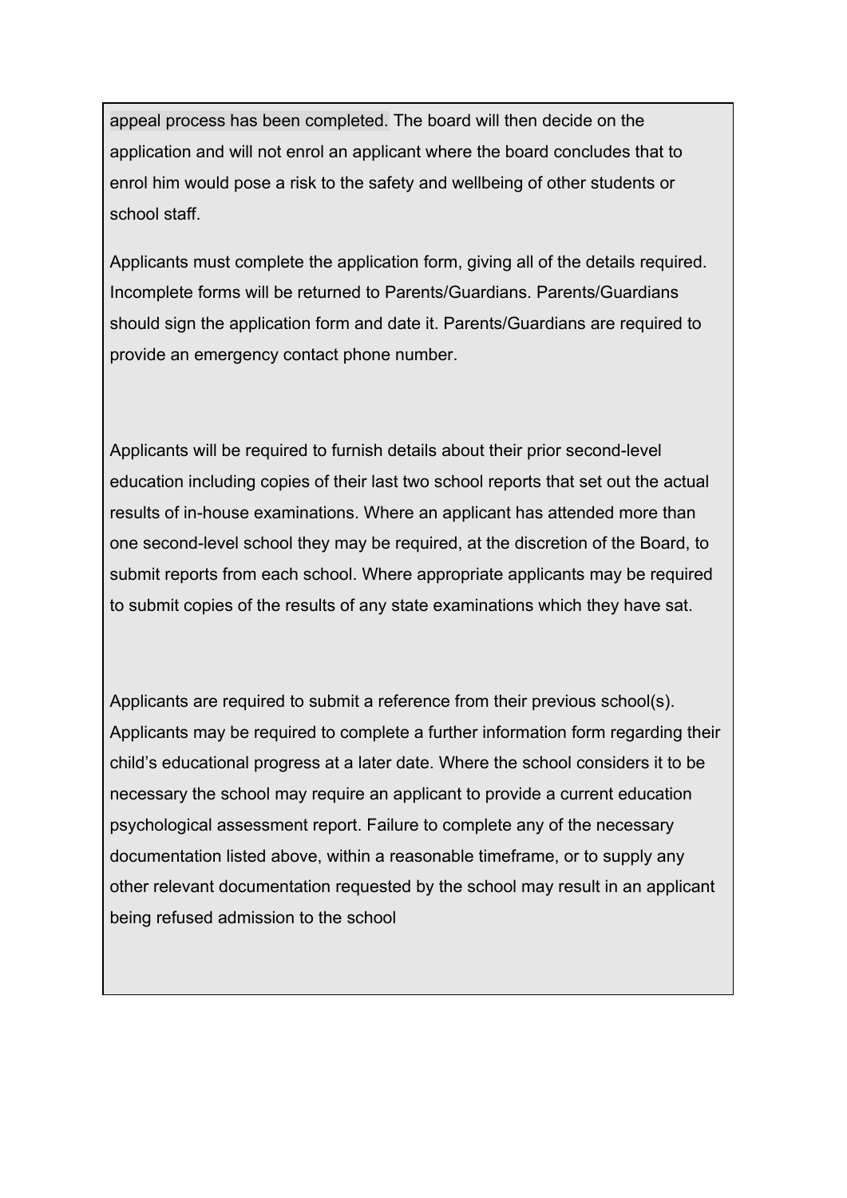appeal process has been completed. The board will then decide on the application and will not enrol an applicant where the board concludes that to enrol him would pose a risk to the safety and wellbeing of other students or school staff.

Applicants must complete the application form, giving all of the details required. Incomplete forms will be returned to Parents/Guardians. Parents/Guardians should sign the application form and date it. Parents/Guardians are required to provide an emergency contact phone number.

Applicants will be required to furnish details about their prior second-level education including copies of their last two school reports that set out the actual results of in-house examinations. Where an applicant has attended more than one second-level school they may be required, at the discretion of the Board, to submit reports from each school. Where appropriate applicants may be required to submit copies of the results of any state examinations which they have sat.

Applicants are required to submit a reference from their previous school(s). Applicants may be required to complete a further information form regarding their child's educational progress at a later date. Where the school considers it to be necessary the school may require an applicant to provide a current education psychological assessment report. Failure to complete any of the necessary documentation listed above, within a reasonable timeframe, or to supply any other relevant documentation requested by the school may result in an applicant being refused admission to the school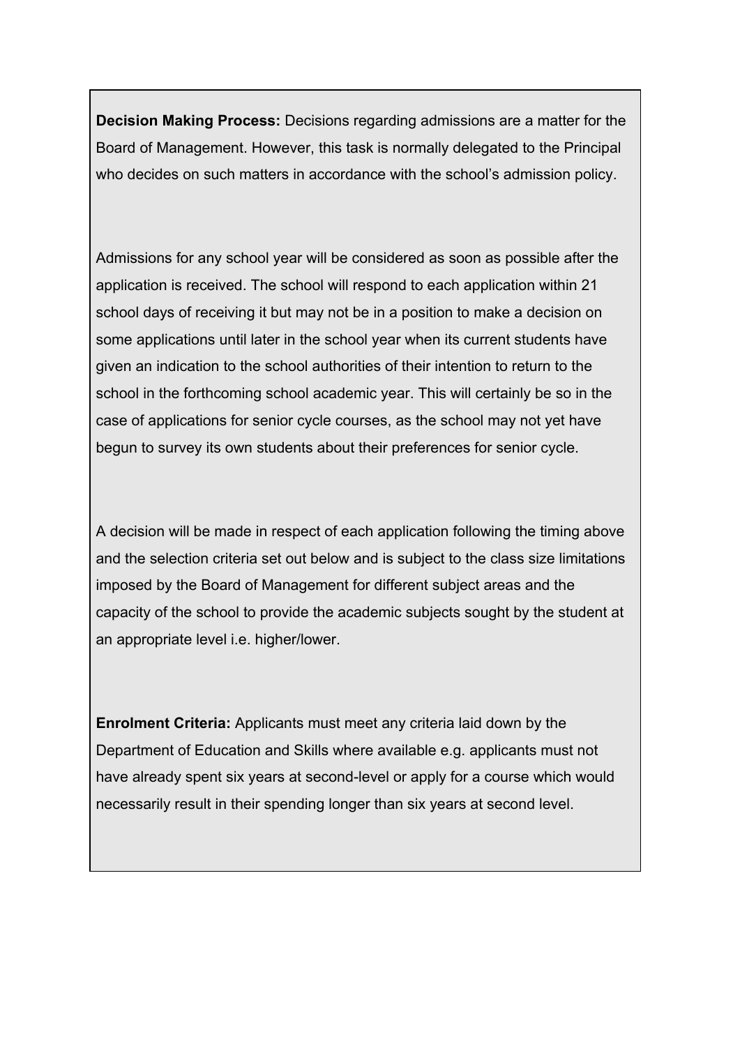**Decision Making Process:** Decisions regarding admissions are a matter for the Board of Management. However, this task is normally delegated to the Principal who decides on such matters in accordance with the school's admission policy.

Admissions for any school year will be considered as soon as possible after the application is received. The school will respond to each application within 21 school days of receiving it but may not be in a position to make a decision on some applications until later in the school year when its current students have given an indication to the school authorities of their intention to return to the school in the forthcoming school academic year. This will certainly be so in the case of applications for senior cycle courses, as the school may not yet have begun to survey its own students about their preferences for senior cycle.

A decision will be made in respect of each application following the timing above and the selection criteria set out below and is subject to the class size limitations imposed by the Board of Management for different subject areas and the capacity of the school to provide the academic subjects sought by the student at an appropriate level i.e. higher/lower.

**Enrolment Criteria:** Applicants must meet any criteria laid down by the Department of Education and Skills where available e.g. applicants must not have already spent six years at second-level or apply for a course which would necessarily result in their spending longer than six years at second level.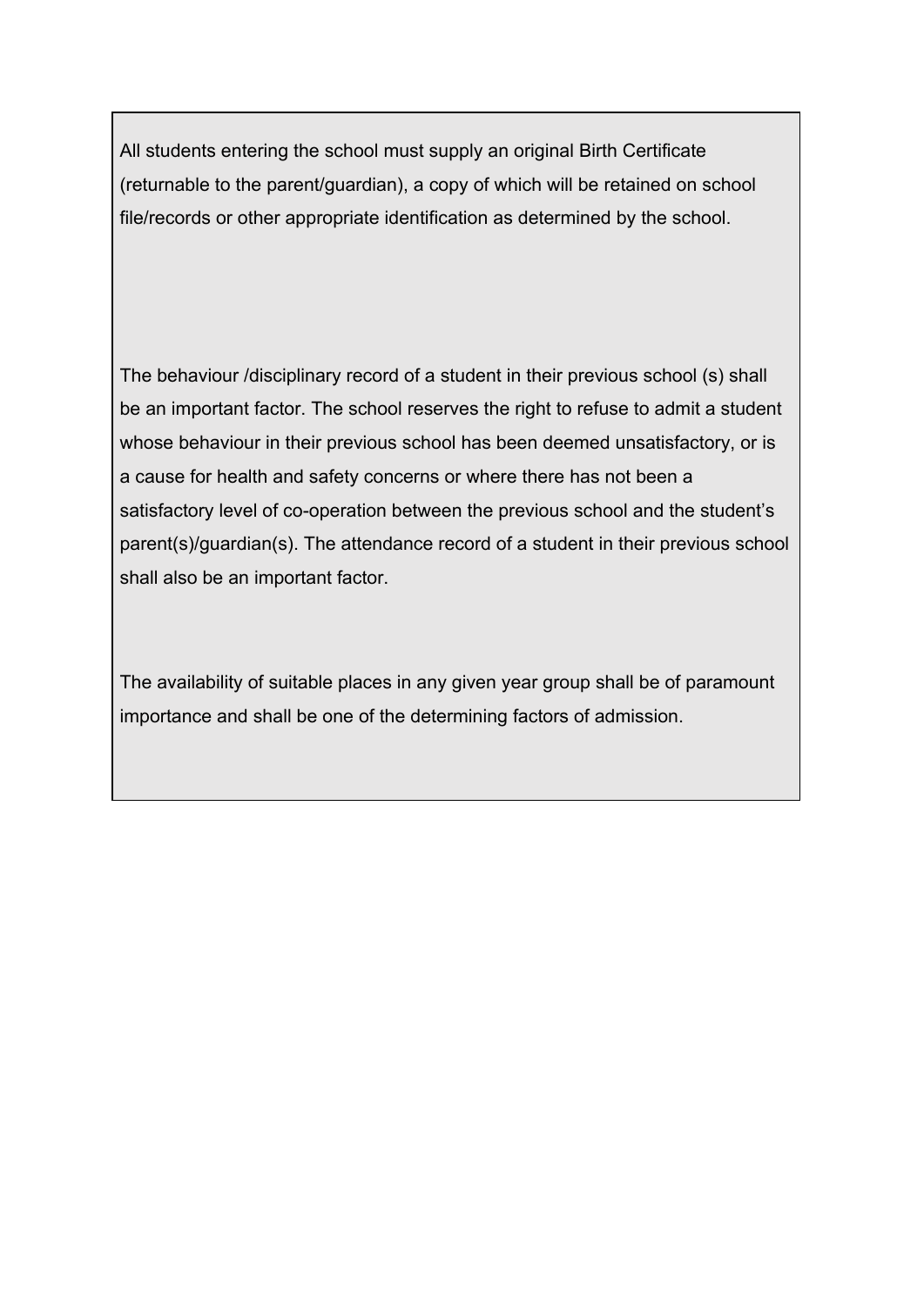All students entering the school must supply an original Birth Certificate (returnable to the parent/guardian), a copy of which will be retained on school file/records or other appropriate identification as determined by the school.

The behaviour /disciplinary record of a student in their previous school (s) shall be an important factor. The school reserves the right to refuse to admit a student whose behaviour in their previous school has been deemed unsatisfactory, or is a cause for health and safety concerns or where there has not been a satisfactory level of co-operation between the previous school and the student's parent(s)/guardian(s). The attendance record of a student in their previous school shall also be an important factor.

The availability of suitable places in any given year group shall be of paramount importance and shall be one of the determining factors of admission.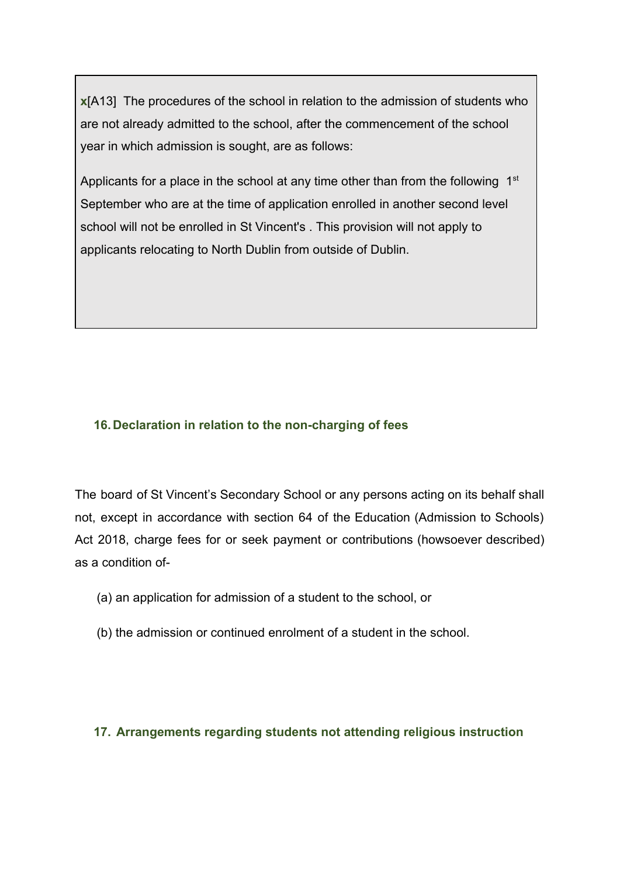**x**[A13] The procedures of the school in relation to the admission of students who are not already admitted to the school, after the commencement of the school year in which admission is sought, are as follows:

Applicants for a place in the school at any time other than from the following 1st September who are at the time of application enrolled in another second level school will not be enrolled in St Vincent's . This provision will not apply to applicants relocating to North Dublin from outside of Dublin.

## 16. Declaration in relation to the non-charging of fees

The board of St Vincent's Secondary School or any persons acting on its behalf shall not, except in accordance with section 64 of the Education (Admission to Schools) Act 2018, charge fees for or seek payment or contributions (howsoever described) as a condition of-

(a) an application for admission of a student to the school, or

(b) the admission or continued enrolment of a student in the school.

## 17. Arrangements regarding students not attending religious instruction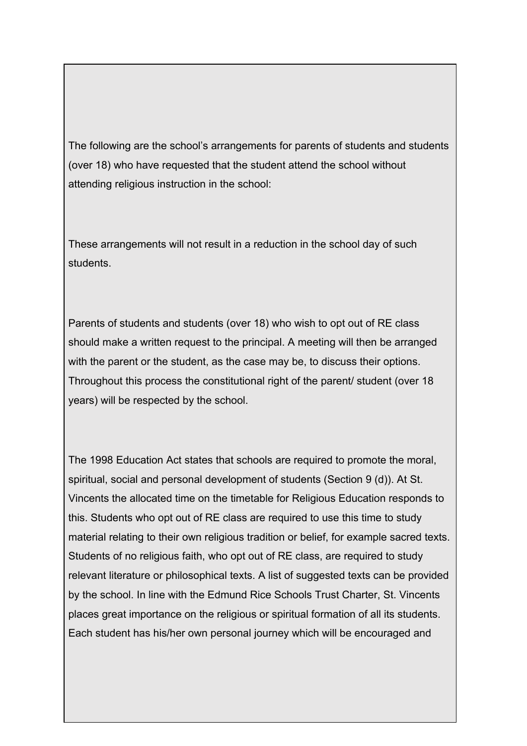The following are the school's arrangements for parents of students and students (over 18) who have requested that the student attend the school without attending religious instruction in the school:

These arrangements will not result in a reduction in the school day of such students.

Parents of students and students (over 18) who wish to opt out of RE class should make a written request to the principal. A meeting will then be arranged with the parent or the student, as the case may be, to discuss their options. Throughout this process the constitutional right of the parent/ student (over 18 years) will be respected by the school.

The 1998 Education Act states that schools are required to promote the moral, spiritual, social and personal development of students (Section 9 (d)). At St. Vincents the allocated time on the timetable for Religious Education responds to this. Students who opt out of RE class are required to use this time to study material relating to their own religious tradition or belief, for example sacred texts. Students of no religious faith, who opt out of RE class, are required to study relevant literature or philosophical texts. A list of suggested texts can be provided by the school. In line with the Edmund Rice Schools Trust Charter, St. Vincents places great importance on the religious or spiritual formation of all its students. Each student has his/her own personal journey which will be encouraged and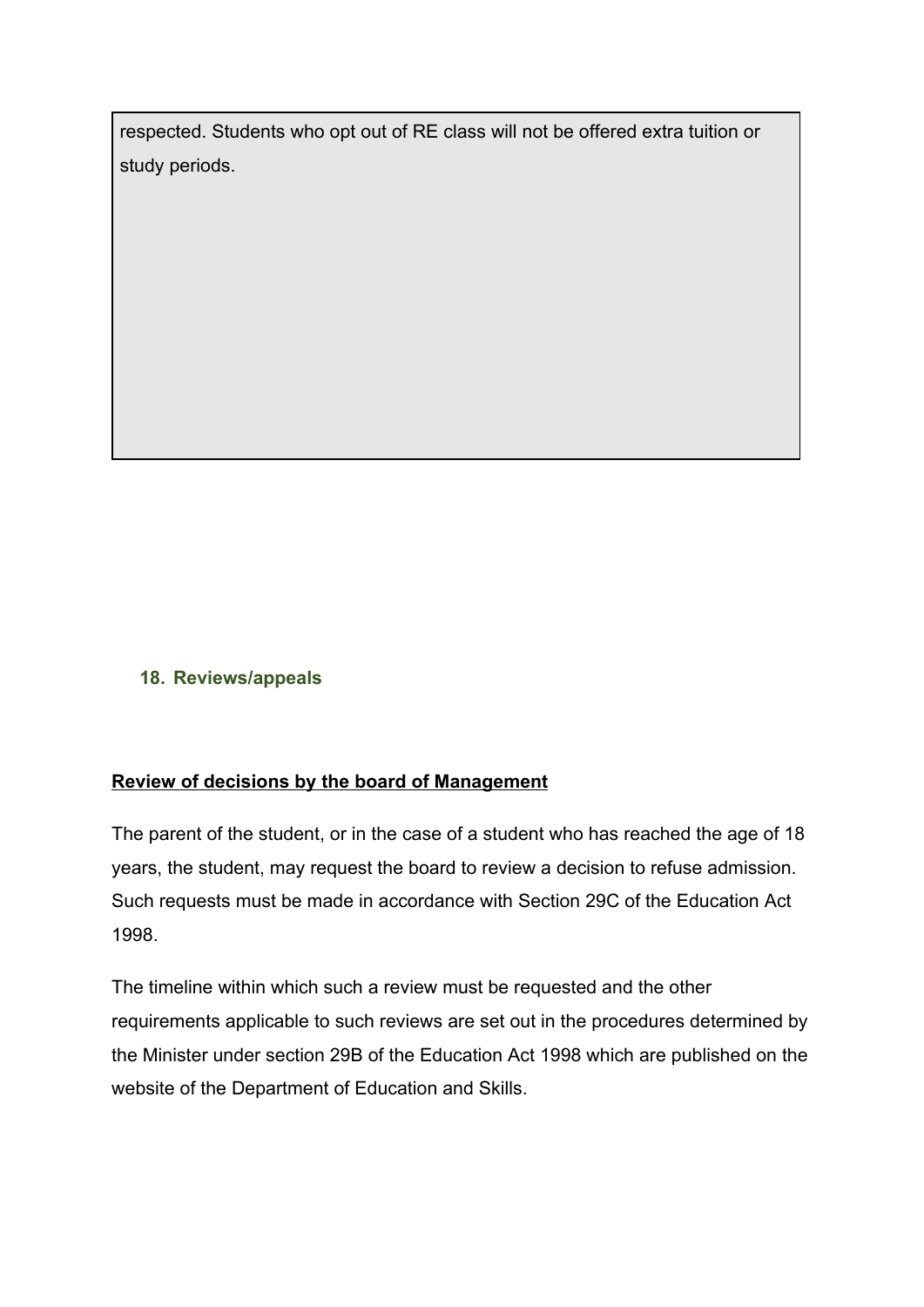respected. Students who opt out of RE class will not be offered extra tuition or study periods.

### 18. Reviews/appeals

**Review of decisions by the board of Management**

The parent of the student, or in the case of a student who has reached the age of 18 years, the student, may request the board to review a decision to refuse admission. Such requests must be made in accordance with Section 29C of the Education Act 1998.

The timeline within which such a review must be requested and the other requirements applicable to such reviews are set out in the procedures determined by the Minister under section 29B of the Education Act 1998 which are published on the website of the Department of Education and Skills.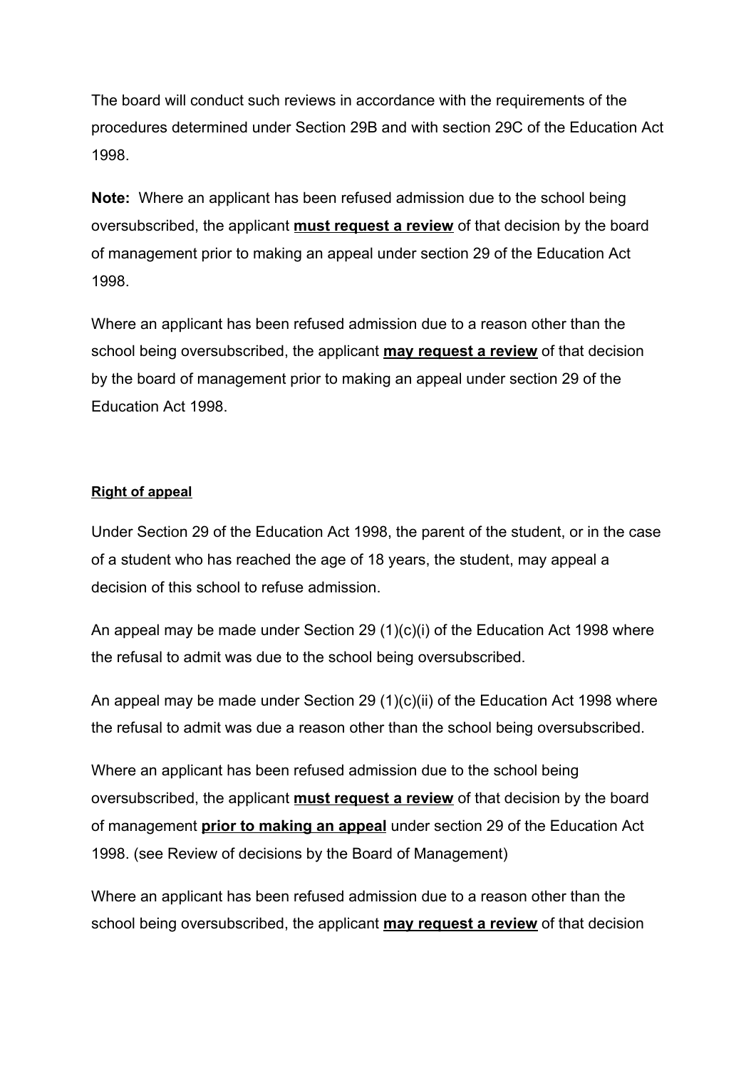The board will conduct such reviews in accordance with the requirements of the procedures determined under Section 29B and with section 29C of the Education Act 1998.

**Note:** Where an applicant has been refused admission due to the school being oversubscribed, the applicant <u>**must request a review**</u> of that decision by the board of management prior to making an appeal under section 29 of the Education Act 1998.

Where an applicant has been refused admission due to a reason other than the school being oversubscribed, the applicant <u>**may request a review**</u> of that decision by the board of management prior to making an appeal under section 29 of the Education Act 1998.

<u>**Right of appeal**</u>

Under Section 29 of the Education Act 1998, the parent of the student, or in the case of a student who has reached the age of 18 years, the student, may appeal a decision of this school to refuse admission.

An appeal may be made under Section 29 (1)(c)(i) of the Education Act 1998 where the refusal to admit was due to the school being oversubscribed.

An appeal may be made under Section 29 (1)(c)(ii) of the Education Act 1998 where the refusal to admit was due a reason other than the school being oversubscribed.

Where an applicant has been refused admission due to the school being oversubscribed, the applicant <u>**must request a review**</u> of that decision by the board of management <u>**prior to making an appeal**</u> under section 29 of the Education Act 1998. (see Review of decisions by the Board of Management)

Where an applicant has been refused admission due to a reason other than the school being oversubscribed, the applicant <u>**may request a review**</u> of that decision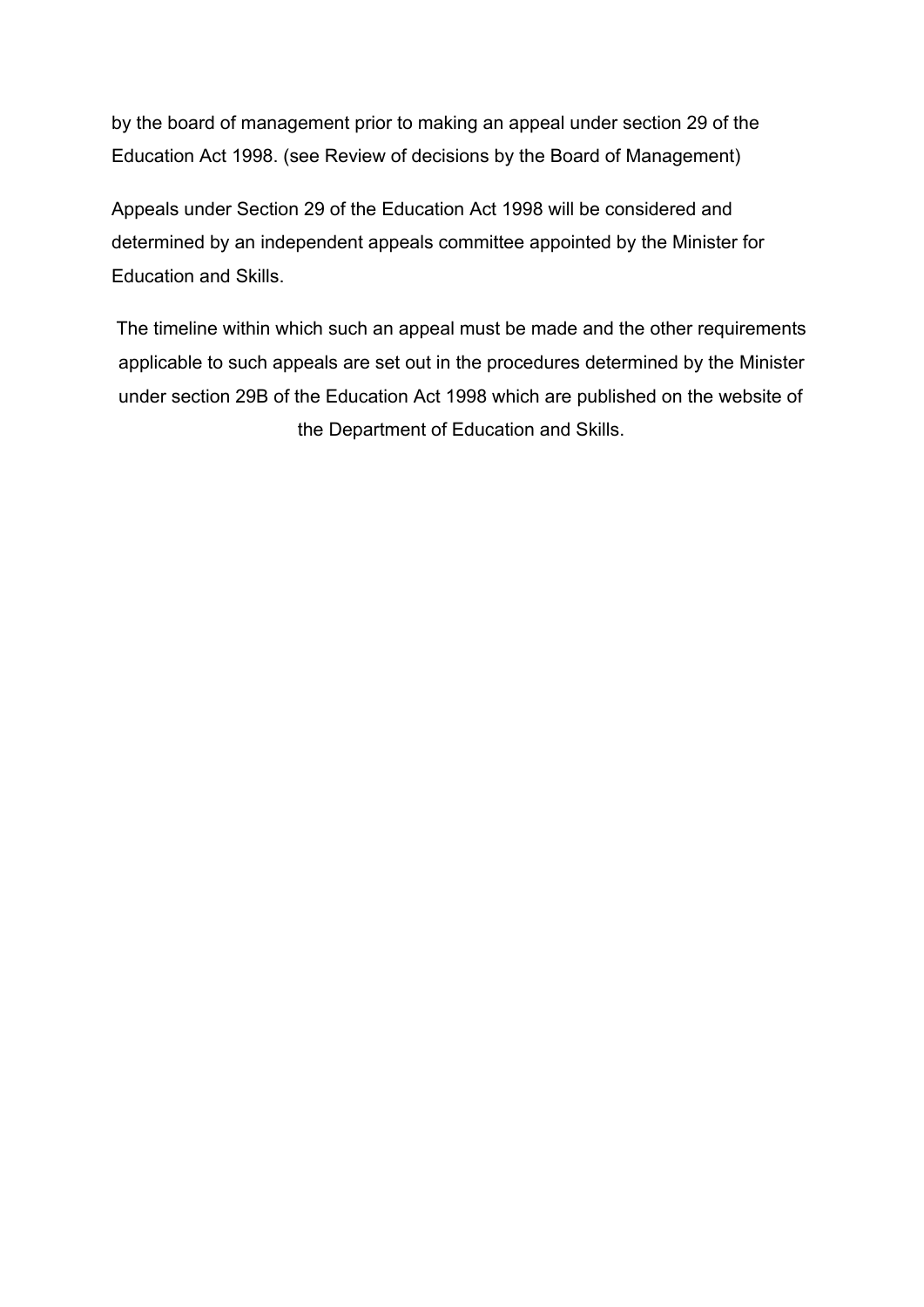by the board of management prior to making an appeal under section 29 of the Education Act 1998. (see Review of decisions by the Board of Management)

Appeals under Section 29 of the Education Act 1998 will be considered and determined by an independent appeals committee appointed by the Minister for Education and Skills.

The timeline within which such an appeal must be made and the other requirements applicable to such appeals are set out in the procedures determined by the Minister under section 29B of the Education Act 1998 which are published on the website of the Department of Education and Skills.